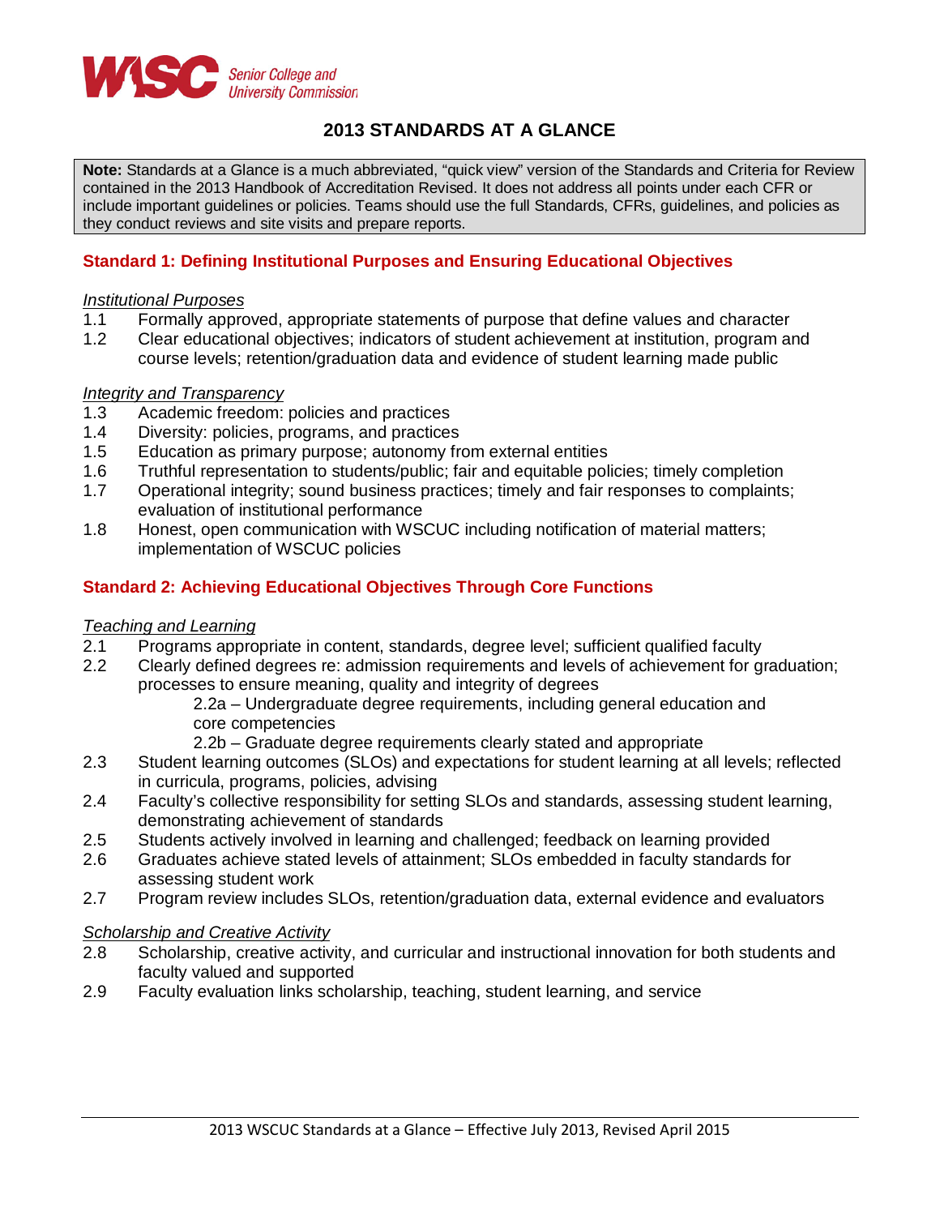WASC Senior College and University Commission

# 2013 STANDARDS AT A GLANCE

**Note:** Standards at a Glance is a much abbreviated, "quick view" version of the Standards and Criteria for Review contained in the 2013 Handbook of Accreditation Revised. It does not address all points under each CFR or include important guidelines or policies. Teams should use the full Standards, CFRs, guidelines, and policies as they conduct reviews and site visits and prepare reports.

## Standard 1: Defining Institutional Purposes and Ensuring Educational Objectives

*Institutional Purposes*

1.1 Formally approved, appropriate statements of purpose that define values and character
1.2 Clear educational objectives; indicators of student achievement at institution, program and course levels; retention/graduation data and evidence of student learning made public

*Integrity and Transparency*

1.3 Academic freedom: policies and practices
1.4 Diversity: policies, programs, and practices
1.5 Education as primary purpose; autonomy from external entities
1.6 Truthful representation to students/public; fair and equitable policies; timely completion
1.7 Operational integrity; sound business practices; timely and fair responses to complaints; evaluation of institutional performance
1.8 Honest, open communication with WSCUC including notification of material matters; implementation of WSCUC policies

## Standard 2: Achieving Educational Objectives Through Core Functions

*Teaching and Learning*

2.1 Programs appropriate in content, standards, degree level; sufficient qualified faculty
2.2 Clearly defined degrees re: admission requirements and levels of achievement for graduation; processes to ensure meaning, quality and integrity of degrees
   - 2.2a – Undergraduate degree requirements, including general education and core competencies
   - 2.2b – Graduate degree requirements clearly stated and appropriate

2.3 Student learning outcomes (SLOs) and expectations for student learning at all levels; reflected in curricula, programs, policies, advising
2.4 Faculty's collective responsibility for setting SLOs and standards, assessing student learning, demonstrating achievement of standards
2.5 Students actively involved in learning and challenged; feedback on learning provided
2.6 Graduates achieve stated levels of attainment; SLOs embedded in faculty standards for assessing student work
2.7 Program review includes SLOs, retention/graduation data, external evidence and evaluators

*Scholarship and Creative Activity*

2.8 Scholarship, creative activity, and curricular and instructional innovation for both students and faculty valued and supported
2.9 Faculty evaluation links scholarship, teaching, student learning, and service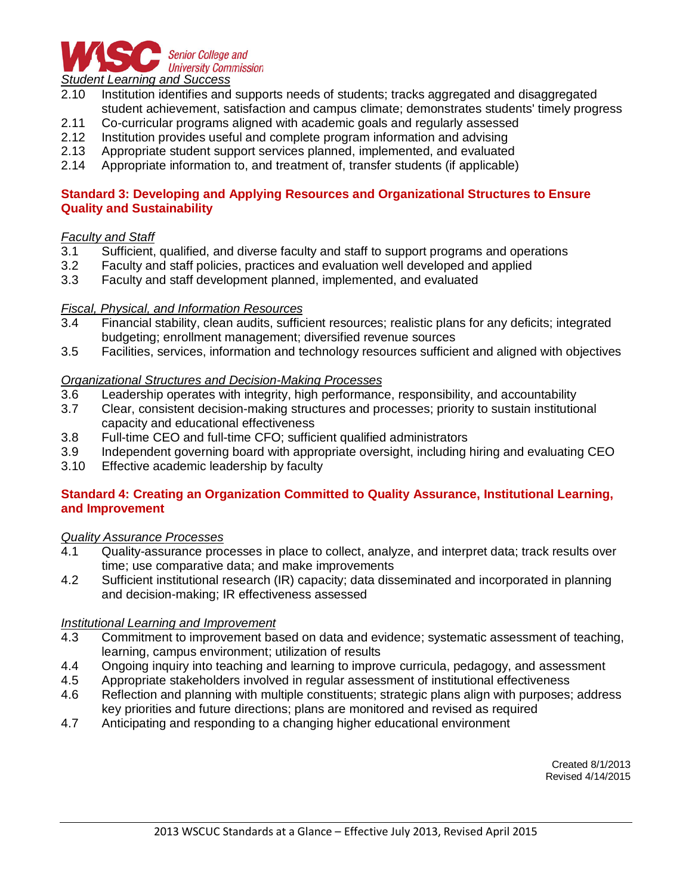*Student Learning and Success*

- 2.10 Institution identifies and supports needs of students; tracks aggregated and disaggregated student achievement, satisfaction and campus climate; demonstrates students' timely progress
- 2.11 Co-curricular programs aligned with academic goals and regularly assessed
- 2.12 Institution provides useful and complete program information and advising
- 2.13 Appropriate student support services planned, implemented, and evaluated
- 2.14 Appropriate information to, and treatment of, transfer students (if applicable)

## Standard 3: Developing and Applying Resources and Organizational Structures to Ensure Quality and Sustainability

*Faculty and Staff*

- 3.1 Sufficient, qualified, and diverse faculty and staff to support programs and operations
- 3.2 Faculty and staff policies, practices and evaluation well developed and applied
- 3.3 Faculty and staff development planned, implemented, and evaluated

*Fiscal, Physical, and Information Resources*

- 3.4 Financial stability, clean audits, sufficient resources; realistic plans for any deficits; integrated budgeting; enrollment management; diversified revenue sources
- 3.5 Facilities, services, information and technology resources sufficient and aligned with objectives

*Organizational Structures and Decision-Making Processes*

- 3.6 Leadership operates with integrity, high performance, responsibility, and accountability
- 3.7 Clear, consistent decision-making structures and processes; priority to sustain institutional capacity and educational effectiveness
- 3.8 Full-time CEO and full-time CFO; sufficient qualified administrators
- 3.9 Independent governing board with appropriate oversight, including hiring and evaluating CEO
- 3.10 Effective academic leadership by faculty

## Standard 4: Creating an Organization Committed to Quality Assurance, Institutional Learning, and Improvement

*Quality Assurance Processes*

- 4.1 Quality-assurance processes in place to collect, analyze, and interpret data; track results over time; use comparative data; and make improvements
- 4.2 Sufficient institutional research (IR) capacity; data disseminated and incorporated in planning and decision-making; IR effectiveness assessed

*Institutional Learning and Improvement*

- 4.3 Commitment to improvement based on data and evidence; systematic assessment of teaching, learning, campus environment; utilization of results
- 4.4 Ongoing inquiry into teaching and learning to improve curricula, pedagogy, and assessment
- 4.5 Appropriate stakeholders involved in regular assessment of institutional effectiveness
- 4.6 Reflection and planning with multiple constituents; strategic plans align with purposes; address key priorities and future directions; plans are monitored and revised as required
- 4.7 Anticipating and responding to a changing higher educational environment

Created 8/1/2013
Revised 4/14/2015